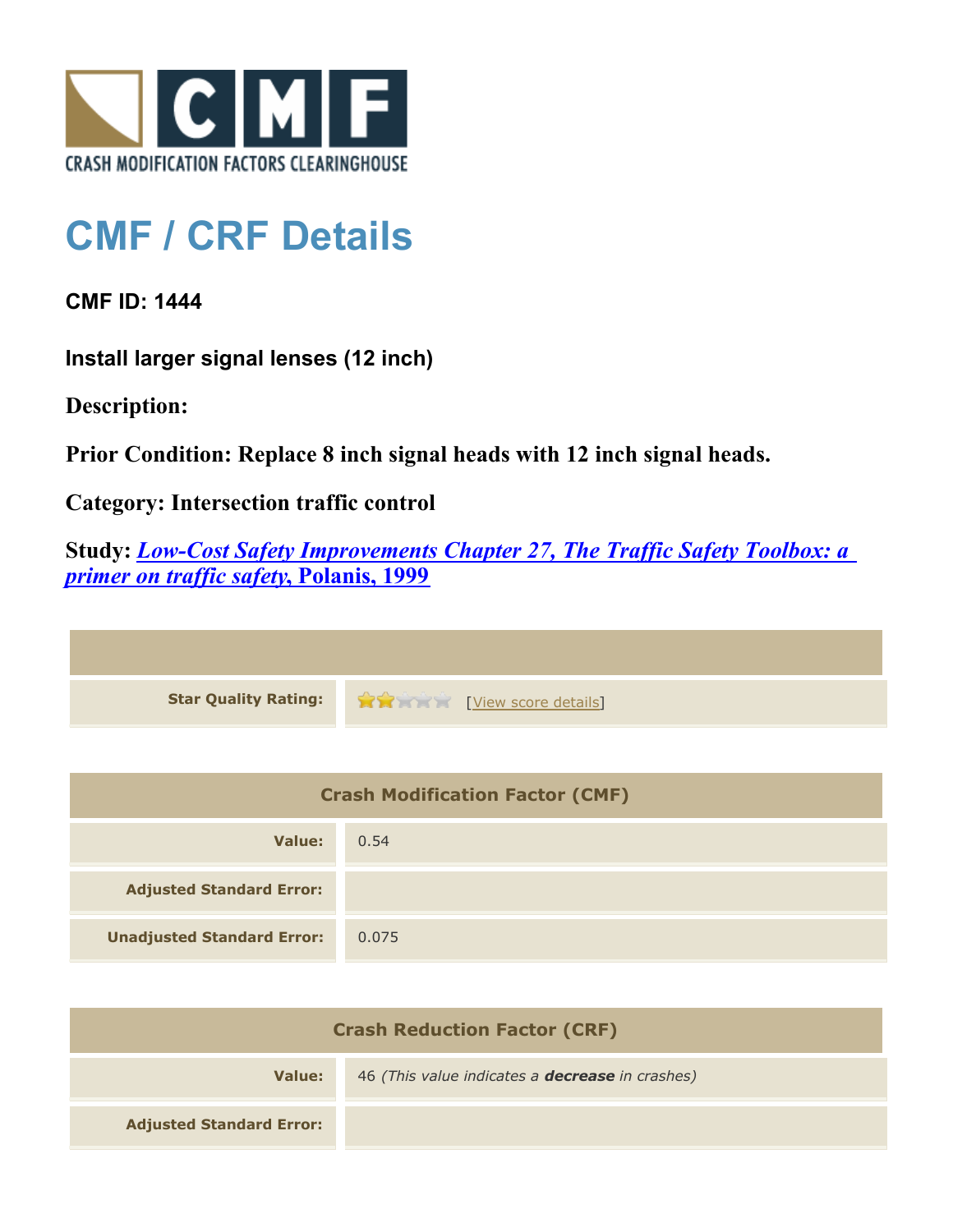# CMF / CRF Details

**CMF ID: 1444**

**Install larger signal lenses (12 inch)**

**Description:**

**Prior Condition: Replace 8 inch signal heads with 12 inch signal heads.**

**Category: Intersection traffic control**

**Study: *Low-Cost Safety Improvements Chapter 27, The Traffic Safety Toolbox: a primer on traffic safety*, Polanis, 1999**

| | |
|---|---|
| **Star Quality Rating:** | [View score details] |

| Crash Modification Factor (CMF) | |
|---|---|
| **Value:** | 0.54 |
| **Adjusted Standard Error:** | |
| **Unadjusted Standard Error:** | 0.075 |

| Crash Reduction Factor (CRF) | |
|---|---|
| **Value:** | 46 *(This value indicates a **decrease** in crashes)* |
| **Adjusted Standard Error:** | |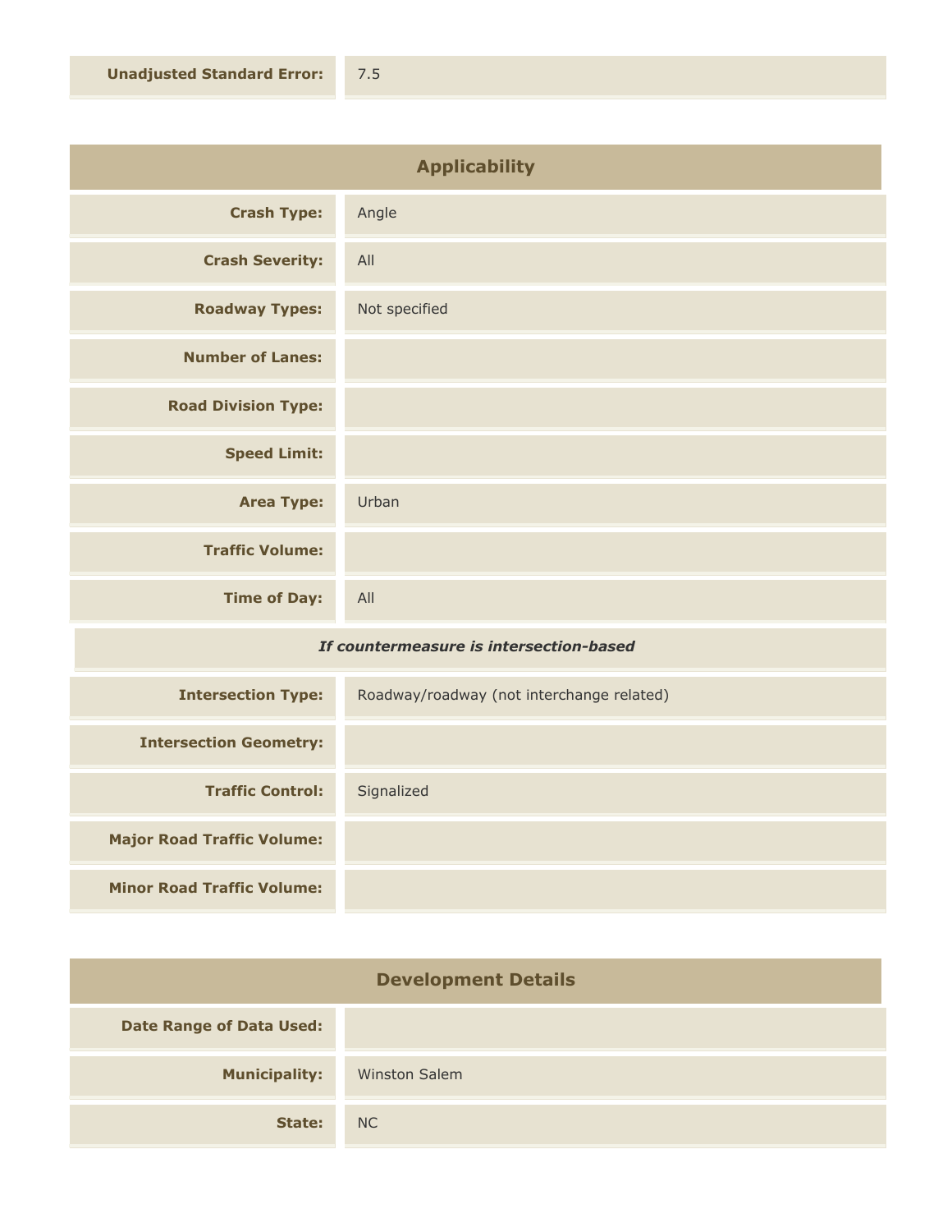| | |
|---|---|
| **Unadjusted Standard Error:** | 7.5 |

## Applicability

| | |
|---|---|
| **Crash Type:** | Angle |
| **Crash Severity:** | All |
| **Roadway Types:** | Not specified |
| **Number of Lanes:** | |
| **Road Division Type:** | |
| **Speed Limit:** | |
| **Area Type:** | Urban |
| **Traffic Volume:** | |
| **Time of Day:** | All |
| ***If countermeasure is intersection-based*** | |
| **Intersection Type:** | Roadway/roadway (not interchange related) |
| **Intersection Geometry:** | |
| **Traffic Control:** | Signalized |
| **Major Road Traffic Volume:** | |
| **Minor Road Traffic Volume:** | |

## Development Details

| | |
|---|---|
| **Date Range of Data Used:** | |
| **Municipality:** | Winston Salem |
| **State:** | NC |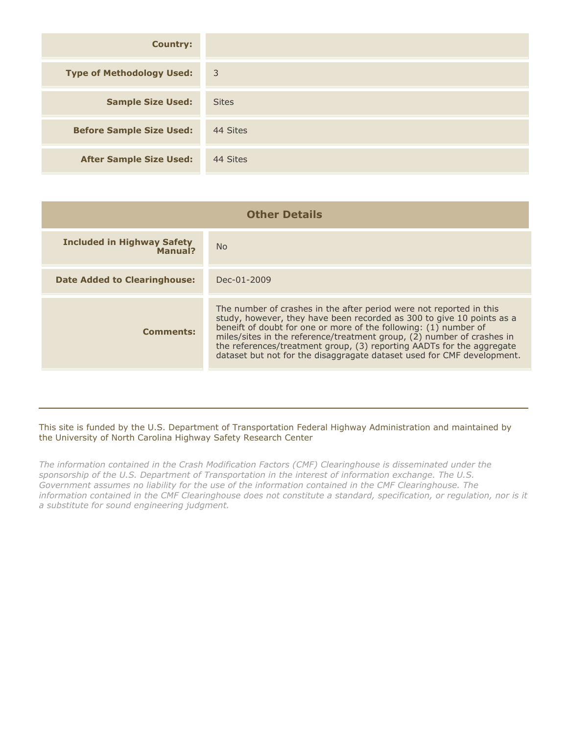| | |
|---|---|
| **Country:** | |
| **Type of Methodology Used:** | 3 |
| **Sample Size Used:** | Sites |
| **Before Sample Size Used:** | 44 Sites |
| **After Sample Size Used:** | 44 Sites |

## Other Details

| | |
|---|---|
| **Included in Highway Safety Manual?** | No |
| **Date Added to Clearinghouse:** | Dec-01-2009 |
| **Comments:** | The number of crashes in the after period were not reported in this study, however, they have been recorded as 300 to give 10 points as a beneift of doubt for one or more of the following: (1) number of miles/sites in the reference/treatment group, (2) number of crashes in the references/treatment group, (3) reporting AADTs for the aggregate dataset but not for the disaggragate dataset used for CMF development. |

---

This site is funded by the U.S. Department of Transportation Federal Highway Administration and maintained by the University of North Carolina Highway Safety Research Center

*The information contained in the Crash Modification Factors (CMF) Clearinghouse is disseminated under the sponsorship of the U.S. Department of Transportation in the interest of information exchange. The U.S. Government assumes no liability for the use of the information contained in the CMF Clearinghouse. The information contained in the CMF Clearinghouse does not constitute a standard, specification, or regulation, nor is it a substitute for sound engineering judgment.*